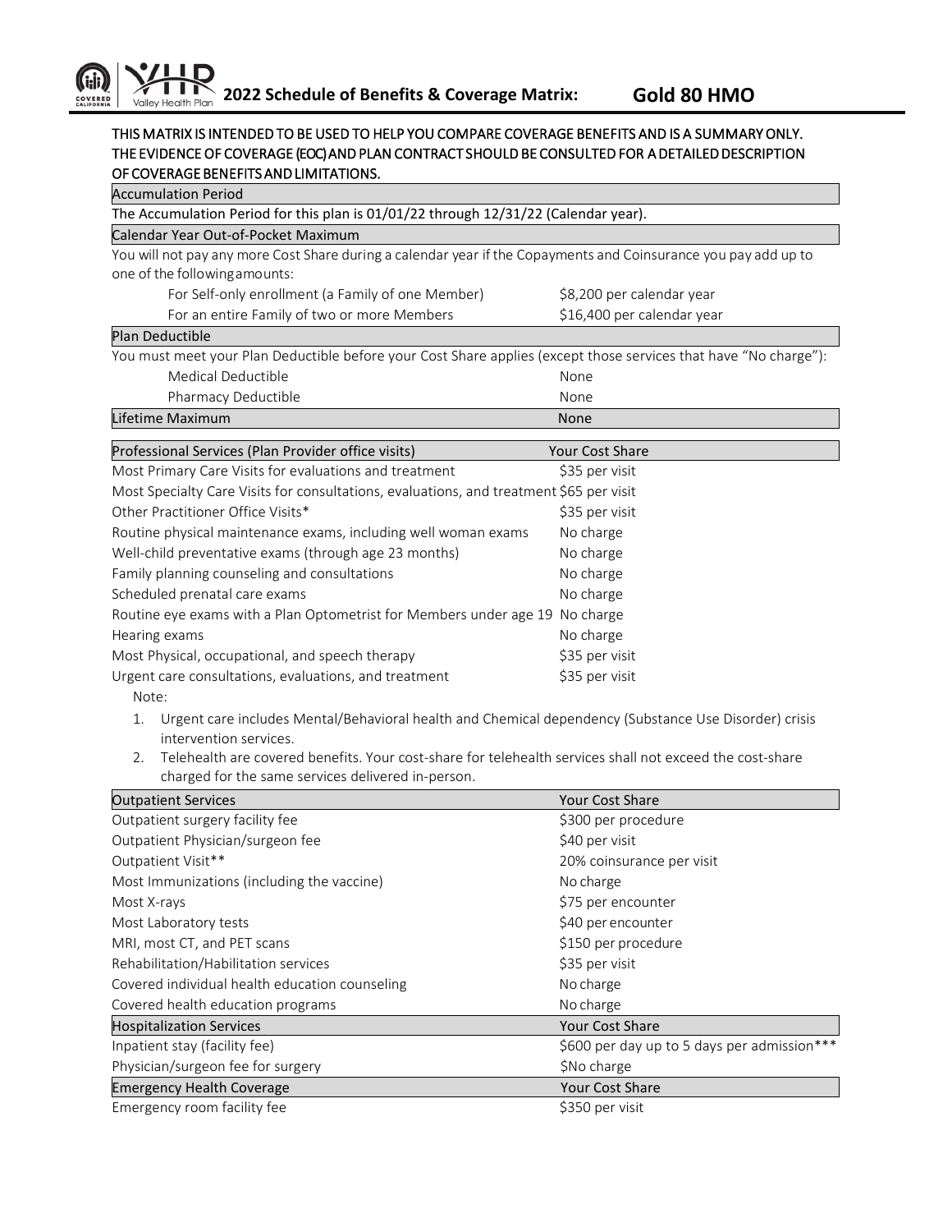# 2022 Schedule of Benefits & Coverage Matrix: Gold 80 HMO

**THIS MATRIX IS INTENDED TO BE USED TO HELP YOU COMPARE COVERAGE BENEFITS AND IS A SUMMARY ONLY. THE EVIDENCE OF COVERAGE (EOC) AND PLAN CONTRACT SHOULD BE CONSULTED FOR A DETAILED DESCRIPTION OF COVERAGE BENEFITS AND LIMITATIONS.**

## Accumulation Period

The Accumulation Period for this plan is 01/01/22 through 12/31/22 (Calendar year).

## Calendar Year Out-of-Pocket Maximum

You will not pay any more Cost Share during a calendar year if the Copayments and Coinsurance you pay add up to one of the following amounts:

| | |
|---|---|
| For Self-only enrollment (a Family of one Member) | $8,200 per calendar year |
| For an entire Family of two or more Members | $16,400 per calendar year |

## Plan Deductible

You must meet your Plan Deductible before your Cost Share applies (except those services that have "No charge"):

| | |
|---|---|
| Medical Deductible | None |
| Pharmacy Deductible | None |
| **Lifetime Maximum** | None |

| Professional Services (Plan Provider office visits) | Your Cost Share |
|---|---|
| Most Primary Care Visits for evaluations and treatment | $35 per visit |
| Most Specialty Care Visits for consultations, evaluations, and treatment | $65 per visit |
| Other Practitioner Office Visits* | $35 per visit |
| Routine physical maintenance exams, including well woman exams | No charge |
| Well-child preventative exams (through age 23 months) | No charge |
| Family planning counseling and consultations | No charge |
| Scheduled prenatal care exams | No charge |
| Routine eye exams with a Plan Optometrist for Members under age 19 | No charge |
| Hearing exams | No charge |
| Most Physical, occupational, and speech therapy | $35 per visit |
| Urgent care consultations, evaluations, and treatment | $35 per visit |

Note:

1. Urgent care includes Mental/Behavioral health and Chemical dependency (Substance Use Disorder) crisis intervention services.
2. Telehealth are covered benefits. Your cost-share for telehealth services shall not exceed the cost-share charged for the same services delivered in-person.

| Outpatient Services | Your Cost Share |
|---|---|
| Outpatient surgery facility fee | $300 per procedure |
| Outpatient Physician/surgeon fee | $40 per visit |
| Outpatient Visit** | 20% coinsurance per visit |
| Most Immunizations (including the vaccine) | No charge |
| Most X-rays | $75 per encounter |
| Most Laboratory tests | $40 per encounter |
| MRI, most CT, and PET scans | $150 per procedure |
| Rehabilitation/Habilitation services | $35 per visit |
| Covered individual health education counseling | No charge |
| Covered health education programs | No charge |

| Hospitalization Services | Your Cost Share |
|---|---|
| Inpatient stay (facility fee) | $600 per day up to 5 days per admission*** |
| Physician/surgeon fee for surgery | $No charge |

| Emergency Health Coverage | Your Cost Share |
|---|---|
| Emergency room facility fee | $350 per visit |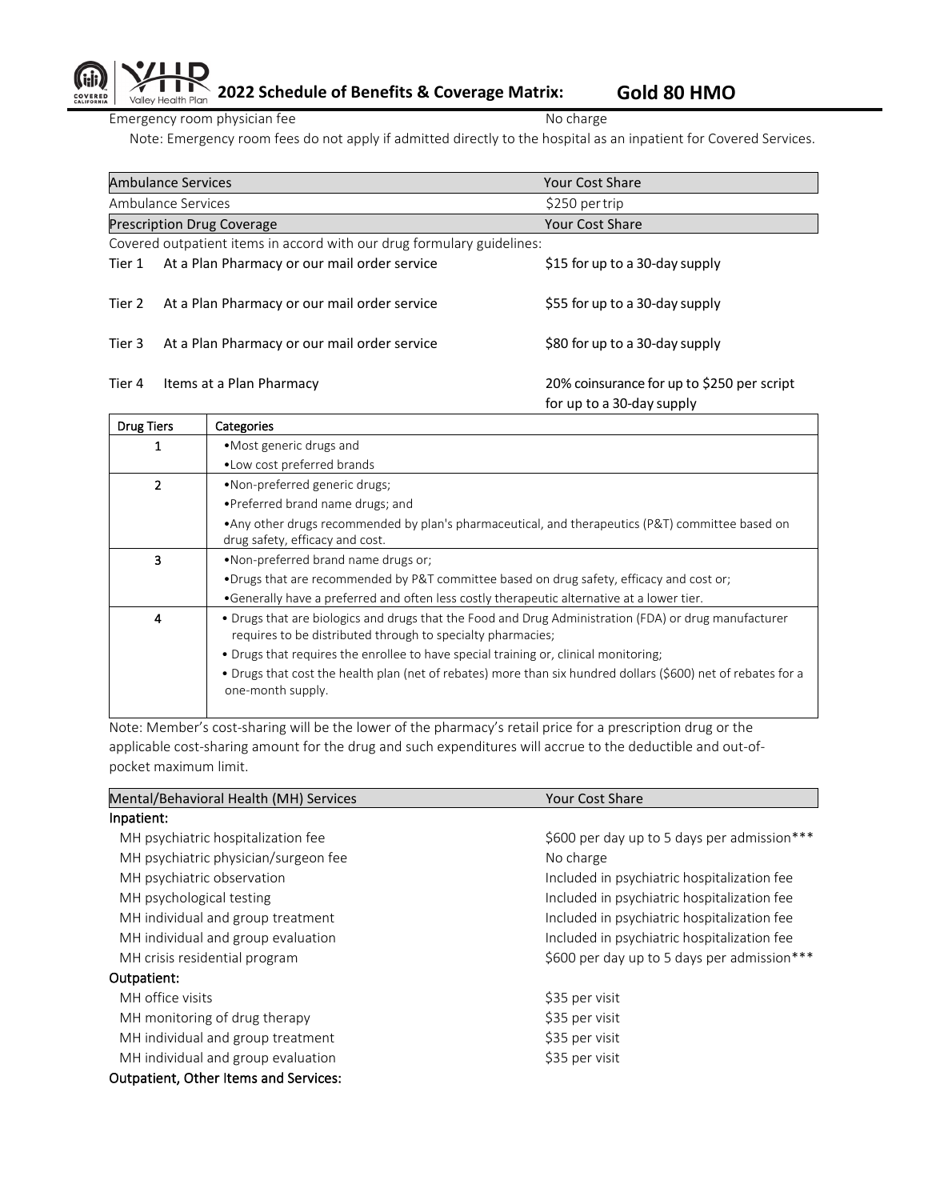| | |
|---|---|
| Emergency room physician fee | No charge |

Note: Emergency room fees do not apply if admitted directly to the hospital as an inpatient for Covered Services.

| Ambulance Services | Your Cost Share |
|---|---|
| Ambulance Services | $250 per trip |

| Prescription Drug Coverage | | Your Cost Share |
|---|---|---|
| Covered outpatient items in accord with our drug formulary guidelines: | | |
| Tier 1 | At a Plan Pharmacy or our mail order service | $15 for up to a 30-day supply |
| Tier 2 | At a Plan Pharmacy or our mail order service | $55 for up to a 30-day supply |
| Tier 3 | At a Plan Pharmacy or our mail order service | $80 for up to a 30-day supply |
| Tier 4 | Items at a Plan Pharmacy | 20% coinsurance for up to $250 per script for up to a 30-day supply |

| Drug Tiers | Categories |
|---|---|
| 1 | •Most generic drugs and<br>•Low cost preferred brands |
| 2 | •Non-preferred generic drugs;<br>•Preferred brand name drugs; and<br>•Any other drugs recommended by plan's pharmaceutical, and therapeutics (P&T) committee based on drug safety, efficacy and cost. |
| 3 | •Non-preferred brand name drugs or;<br>•Drugs that are recommended by P&T committee based on drug safety, efficacy and cost or;<br>•Generally have a preferred and often less costly therapeutic alternative at a lower tier. |
| 4 | • Drugs that are biologics and drugs that the Food and Drug Administration (FDA) or drug manufacturer requires to be distributed through to specialty pharmacies;<br>• Drugs that requires the enrollee to have special training or, clinical monitoring;<br>• Drugs that cost the health plan (net of rebates) more than six hundred dollars ($600) net of rebates for a one-month supply. |

Note: Member's cost-sharing will be the lower of the pharmacy's retail price for a prescription drug or the applicable cost-sharing amount for the drug and such expenditures will accrue to the deductible and out-of-pocket maximum limit.

| Mental/Behavioral Health (MH) Services | Your Cost Share |
|---|---|
| **Inpatient:** | |
| MH psychiatric hospitalization fee | $600 per day up to 5 days per admission*** |
| MH psychiatric physician/surgeon fee | No charge |
| MH psychiatric observation | Included in psychiatric hospitalization fee |
| MH psychological testing | Included in psychiatric hospitalization fee |
| MH individual and group treatment | Included in psychiatric hospitalization fee |
| MH individual and group evaluation | Included in psychiatric hospitalization fee |
| MH crisis residential program | $600 per day up to 5 days per admission*** |
| **Outpatient:** | |
| MH office visits | $35 per visit |
| MH monitoring of drug therapy | $35 per visit |
| MH individual and group treatment | $35 per visit |
| MH individual and group evaluation | $35 per visit |
| **Outpatient, Other Items and Services:** | |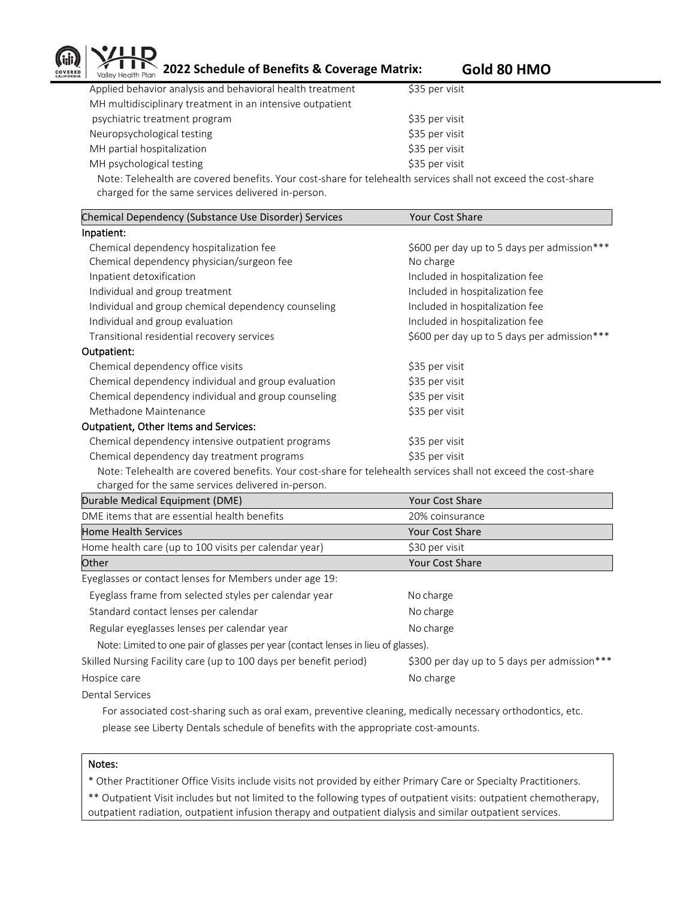# 2022 Schedule of Benefits & Coverage Matrix: Gold 80 HMO

| | |
|---|---|
| Applied behavior analysis and behavioral health treatment | $35 per visit |
| MH multidisciplinary treatment in an intensive outpatient psychiatric treatment program | $35 per visit |
| Neuropsychological testing | $35 per visit |
| MH partial hospitalization | $35 per visit |
| MH psychological testing | $35 per visit |

Note: Telehealth are covered benefits. Your cost-share for telehealth services shall not exceed the cost-share charged for the same services delivered in-person.

| Chemical Dependency (Substance Use Disorder) Services | Your Cost Share |
|---|---|
| **Inpatient:** | |
| Chemical dependency hospitalization fee | $600 per day up to 5 days per admission*** |
| Chemical dependency physician/surgeon fee | No charge |
| Inpatient detoxification | Included in hospitalization fee |
| Individual and group treatment | Included in hospitalization fee |
| Individual and group chemical dependency counseling | Included in hospitalization fee |
| Individual and group evaluation | Included in hospitalization fee |
| Transitional residential recovery services | $600 per day up to 5 days per admission*** |
| **Outpatient:** | |
| Chemical dependency office visits | $35 per visit |
| Chemical dependency individual and group evaluation | $35 per visit |
| Chemical dependency individual and group counseling | $35 per visit |
| Methadone Maintenance | $35 per visit |
| **Outpatient, Other Items and Services:** | |
| Chemical dependency intensive outpatient programs | $35 per visit |
| Chemical dependency day treatment programs | $35 per visit |

Note: Telehealth are covered benefits. Your cost-share for telehealth services shall not exceed the cost-share charged for the same services delivered in-person.

| Durable Medical Equipment (DME) | Your Cost Share |
|---|---|
| DME items that are essential health benefits | 20% coinsurance |

| Home Health Services | Your Cost Share |
|---|---|
| Home health care (up to 100 visits per calendar year) | $30 per visit |

| Other | Your Cost Share |
|---|---|
| Eyeglasses or contact lenses for Members under age 19: | |
| Eyeglass frame from selected styles per calendar year | No charge |
| Standard contact lenses per calendar | No charge |
| Regular eyeglasses lenses per calendar year | No charge |
| Note: Limited to one pair of glasses per year (contact lenses in lieu of glasses). | |
| Skilled Nursing Facility care (up to 100 days per benefit period) | $300 per day up to 5 days per admission*** |
| Hospice care | No charge |
| Dental Services | |

For associated cost-sharing such as oral exam, preventive cleaning, medically necessary orthodontics, etc. please see Liberty Dentals schedule of benefits with the appropriate cost-amounts.

**Notes:**

* Other Practitioner Office Visits include visits not provided by either Primary Care or Specialty Practitioners.

** Outpatient Visit includes but not limited to the following types of outpatient visits: outpatient chemotherapy, outpatient radiation, outpatient infusion therapy and outpatient dialysis and similar outpatient services.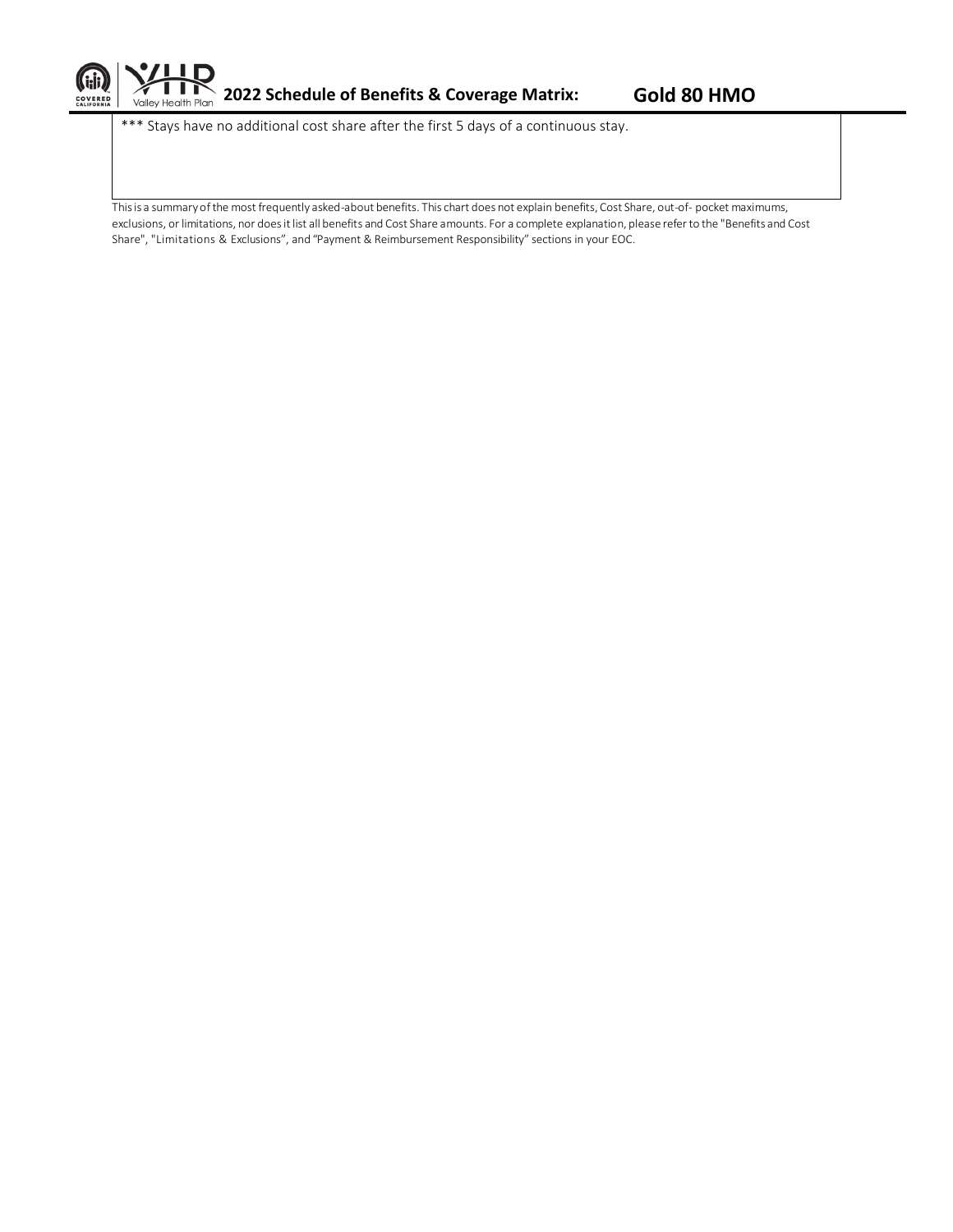*** Stays have no additional cost share after the first 5 days of a continuous stay.

This is a summary of the most frequently asked-about benefits. This chart does not explain benefits, Cost Share, out-of- pocket maximums, exclusions, or limitations, nor does it list all benefits and Cost Share amounts. For a complete explanation, please refer to the "Benefits and Cost Share", "Limitations & Exclusions", and "Payment & Reimbursement Responsibility" sections in your EOC.